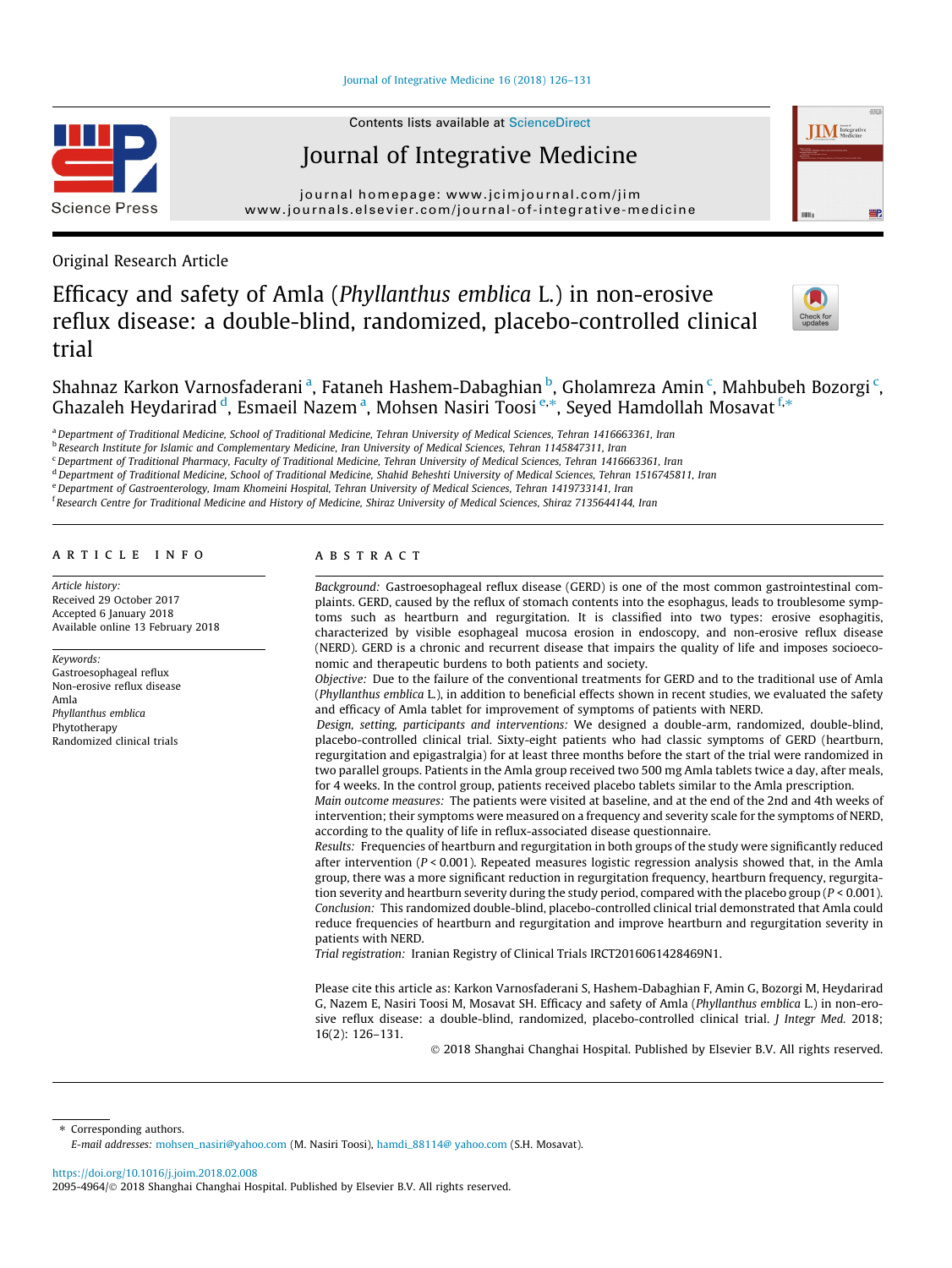Original Research Article

# Efficacy and safety of Amla (*Phyllanthus emblica* L.) in non-erosive reflux disease: a double-blind, randomized, placebo-controlled clinical trial

Shahnaz Karkon Varnosfaderani [a], Fataneh Hashem-Dabaghian [b], Gholamreza Amin [c], Mahbubeh Bozorgi [c], Ghazaleh Heydarirad [d], Esmaeil Nazem [a], Mohsen Nasiri Toosi [e,*], Seyed Hamdollah Mosavat [f,*]

[a] Department of Traditional Medicine, School of Traditional Medicine, Tehran University of Medical Sciences, Tehran 1416663361, Iran
[b] Research Institute for Islamic and Complementary Medicine, Iran University of Medical Sciences, Tehran 1145847311, Iran
[c] Department of Traditional Pharmacy, Faculty of Traditional Medicine, Tehran University of Medical Sciences, Tehran 1416663361, Iran
[d] Department of Traditional Medicine, School of Traditional Medicine, Shahid Beheshti University of Medical Sciences, Tehran 1516745811, Iran
[e] Department of Gastroenterology, Imam Khomeini Hospital, Tehran University of Medical Sciences, Tehran 1419733141, Iran
[f] Research Centre for Traditional Medicine and History of Medicine, Shiraz University of Medical Sciences, Shiraz 7135644144, Iran

## ARTICLE INFO

*Article history:*
Received 29 October 2017
Accepted 6 January 2018
Available online 13 February 2018

*Keywords:*
Gastroesophageal reflux
Non-erosive reflux disease
Amla
*Phyllanthus emblica*
Phytotherapy
Randomized clinical trials

## ABSTRACT

*Background:* Gastroesophageal reflux disease (GERD) is one of the most common gastrointestinal complaints. GERD, caused by the reflux of stomach contents into the esophagus, leads to troublesome symptoms such as heartburn and regurgitation. It is classified into two types: erosive esophagitis, characterized by visible esophageal mucosa erosion in endoscopy, and non-erosive reflux disease (NERD). GERD is a chronic and recurrent disease that impairs the quality of life and imposes socioeconomic and therapeutic burdens to both patients and society.

*Objective:* Due to the failure of the conventional treatments for GERD and to the traditional use of Amla (*Phyllanthus emblica* L.), in addition to beneficial effects shown in recent studies, we evaluated the safety and efficacy of Amla tablet for improvement of symptoms of patients with NERD.

*Design, setting, participants and interventions:* We designed a double-arm, randomized, double-blind, placebo-controlled clinical trial. Sixty-eight patients who had classic symptoms of GERD (heartburn, regurgitation and epigastralgia) for at least three months before the start of the trial were randomized in two parallel groups. Patients in the Amla group received two 500 mg Amla tablets twice a day, after meals, for 4 weeks. In the control group, patients received placebo tablets similar to the Amla prescription.

*Main outcome measures:* The patients were visited at baseline, and at the end of the 2nd and 4th weeks of intervention; their symptoms were measured on a frequency and severity scale for the symptoms of NERD, according to the quality of life in reflux-associated disease questionnaire.

*Results:* Frequencies of heartburn and regurgitation in both groups of the study were significantly reduced after intervention ($P < 0.001$). Repeated measures logistic regression analysis showed that, in the Amla group, there was a more significant reduction in regurgitation frequency, heartburn frequency, regurgitation severity and heartburn severity during the study period, compared with the placebo group ($P < 0.001$).

*Conclusion:* This randomized double-blind, placebo-controlled clinical trial demonstrated that Amla could reduce frequencies of heartburn and regurgitation and improve heartburn and regurgitation severity in patients with NERD.

*Trial registration:* Iranian Registry of Clinical Trials IRCT2016061428469N1.

Please cite this article as: Karkon Varnosfaderani S, Hashem-Dabaghian F, Amin G, Bozorgi M, Heydarirad G, Nazem E, Nasiri Toosi M, Mosavat SH. Efficacy and safety of Amla (*Phyllanthus emblica* L.) in non-erosive reflux disease: a double-blind, randomized, placebo-controlled clinical trial. *J Integr Med.* 2018; 16(2): 126–131.

© 2018 Shanghai Changhai Hospital. Published by Elsevier B.V. All rights reserved.

---

\* Corresponding authors.
*E-mail addresses:* mohsen_nasiri@yahoo.com (M. Nasiri Toosi), hamdi_88114@ yahoo.com (S.H. Mosavat).

https://doi.org/10.1016/j.joim.2018.02.008
2095-4964/© 2018 Shanghai Changhai Hospital. Published by Elsevier B.V. All rights reserved.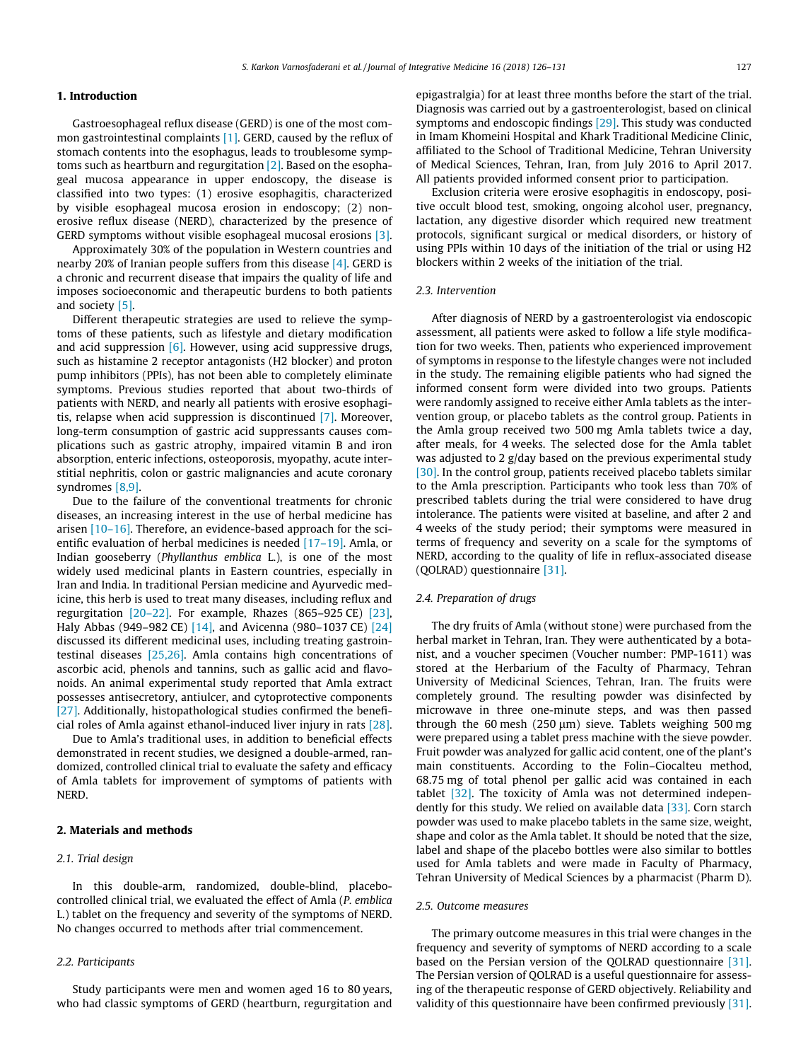## 1. Introduction

Gastroesophageal reflux disease (GERD) is one of the most common gastrointestinal complaints [1]. GERD, caused by the reflux of stomach contents into the esophagus, leads to troublesome symptoms such as heartburn and regurgitation [2]. Based on the esophageal mucosa appearance in upper endoscopy, the disease is classified into two types: (1) erosive esophagitis, characterized by visible esophageal mucosa erosion in endoscopy; (2) nonerosive reflux disease (NERD), characterized by the presence of GERD symptoms without visible esophageal mucosal erosions [3].

Approximately 30% of the population in Western countries and nearby 20% of Iranian people suffers from this disease [4]. GERD is a chronic and recurrent disease that impairs the quality of life and imposes socioeconomic and therapeutic burdens to both patients and society [5].

Different therapeutic strategies are used to relieve the symptoms of these patients, such as lifestyle and dietary modification and acid suppression [6]. However, using acid suppressive drugs, such as histamine 2 receptor antagonists (H2 blocker) and proton pump inhibitors (PPIs), has not been able to completely eliminate symptoms. Previous studies reported that about two-thirds of patients with NERD, and nearly all patients with erosive esophagitis, relapse when acid suppression is discontinued [7]. Moreover, long-term consumption of gastric acid suppressants causes complications such as gastric atrophy, impaired vitamin B and iron absorption, enteric infections, osteoporosis, myopathy, acute interstitial nephritis, colon or gastric malignancies and acute coronary syndromes [8,9].

Due to the failure of the conventional treatments for chronic diseases, an increasing interest in the use of herbal medicine has arisen [10–16]. Therefore, an evidence-based approach for the scientific evaluation of herbal medicines is needed [17–19]. Amla, or Indian gooseberry (*Phyllanthus emblica* L.), is one of the most widely used medicinal plants in Eastern countries, especially in Iran and India. In traditional Persian medicine and Ayurvedic medicine, this herb is used to treat many diseases, including reflux and regurgitation [20–22]. For example, Rhazes (865–925 CE) [23], Haly Abbas (949–982 CE) [14], and Avicenna (980–1037 CE) [24] discussed its different medicinal uses, including treating gastrointestinal diseases [25,26]. Amla contains high concentrations of ascorbic acid, phenols and tannins, such as gallic acid and flavonoids. An animal experimental study reported that Amla extract possesses antisecretory, antiulcer, and cytoprotective components [27]. Additionally, histopathological studies confirmed the beneficial roles of Amla against ethanol-induced liver injury in rats [28].

Due to Amla's traditional uses, in addition to beneficial effects demonstrated in recent studies, we designed a double-armed, randomized, controlled clinical trial to evaluate the safety and efficacy of Amla tablets for improvement of symptoms of patients with NERD.

## 2. Materials and methods

### 2.1. Trial design

In this double-arm, randomized, double-blind, placebo-controlled clinical trial, we evaluated the effect of Amla (*P. emblica* L.) tablet on the frequency and severity of the symptoms of NERD. No changes occurred to methods after trial commencement.

### 2.2. Participants

Study participants were men and women aged 16 to 80 years, who had classic symptoms of GERD (heartburn, regurgitation and epigastralgia) for at least three months before the start of the trial. Diagnosis was carried out by a gastroenterologist, based on clinical symptoms and endoscopic findings [29]. This study was conducted in Imam Khomeini Hospital and Khark Traditional Medicine Clinic, affiliated to the School of Traditional Medicine, Tehran University of Medical Sciences, Tehran, Iran, from July 2016 to April 2017. All patients provided informed consent prior to participation.

Exclusion criteria were erosive esophagitis in endoscopy, positive occult blood test, smoking, ongoing alcohol user, pregnancy, lactation, any digestive disorder which required new treatment protocols, significant surgical or medical disorders, or history of using PPIs within 10 days of the initiation of the trial or using H2 blockers within 2 weeks of the initiation of the trial.

### 2.3. Intervention

After diagnosis of NERD by a gastroenterologist via endoscopic assessment, all patients were asked to follow a life style modification for two weeks. Then, patients who experienced improvement of symptoms in response to the lifestyle changes were not included in the study. The remaining eligible patients who had signed the informed consent form were divided into two groups. Patients were randomly assigned to receive either Amla tablets as the intervention group, or placebo tablets as the control group. Patients in the Amla group received two 500 mg Amla tablets twice a day, after meals, for 4 weeks. The selected dose for the Amla tablet was adjusted to 2 g/day based on the previous experimental study [30]. In the control group, patients received placebo tablets similar to the Amla prescription. Participants who took less than 70% of prescribed tablets during the trial were considered to have drug intolerance. The patients were visited at baseline, and after 2 and 4 weeks of the study period; their symptoms were measured in terms of frequency and severity on a scale for the symptoms of NERD, according to the quality of life in reflux-associated disease (QOLRAD) questionnaire [31].

### 2.4. Preparation of drugs

The dry fruits of Amla (without stone) were purchased from the herbal market in Tehran, Iran. They were authenticated by a botanist, and a voucher specimen (Voucher number: PMP-1611) was stored at the Herbarium of the Faculty of Pharmacy, Tehran University of Medicinal Sciences, Tehran, Iran. The fruits were completely ground. The resulting powder was disinfected by microwave in three one-minute steps, and was then passed through the 60 mesh (250 μm) sieve. Tablets weighing 500 mg were prepared using a tablet press machine with the sieve powder. Fruit powder was analyzed for gallic acid content, one of the plant's main constituents. According to the Folin–Ciocalteu method, 68.75 mg of total phenol per gallic acid was contained in each tablet [32]. The toxicity of Amla was not determined independently for this study. We relied on available data [33]. Corn starch powder was used to make placebo tablets in the same size, weight, shape and color as the Amla tablet. It should be noted that the size, label and shape of the placebo bottles were also similar to bottles used for Amla tablets and were made in Faculty of Pharmacy, Tehran University of Medical Sciences by a pharmacist (Pharm D).

### 2.5. Outcome measures

The primary outcome measures in this trial were changes in the frequency and severity of symptoms of NERD according to a scale based on the Persian version of the QOLRAD questionnaire [31]. The Persian version of QOLRAD is a useful questionnaire for assessing of the therapeutic response of GERD objectively. Reliability and validity of this questionnaire have been confirmed previously [31].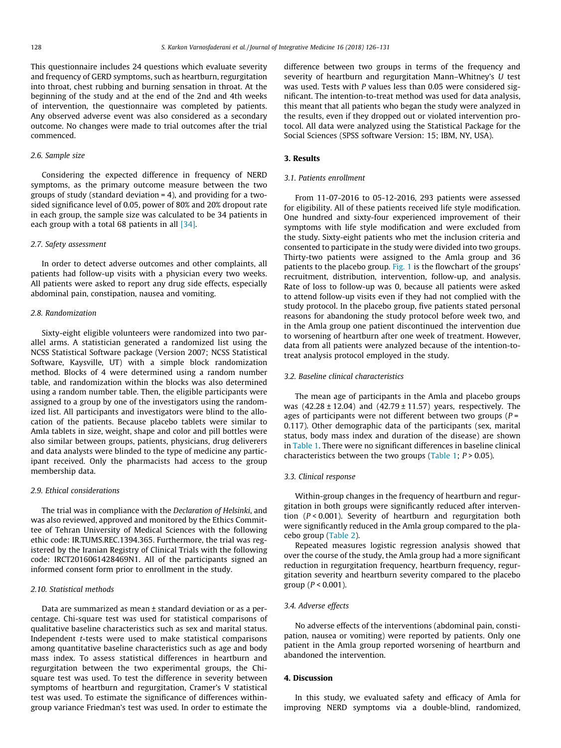This questionnaire includes 24 questions which evaluate severity and frequency of GERD symptoms, such as heartburn, regurgitation into throat, chest rubbing and burning sensation in throat. At the beginning of the study and at the end of the 2nd and 4th weeks of intervention, the questionnaire was completed by patients. Any observed adverse event was also considered as a secondary outcome. No changes were made to trial outcomes after the trial commenced.

### *2.6. Sample size*

Considering the expected difference in frequency of NERD symptoms, as the primary outcome measure between the two groups of study (standard deviation = 4), and providing for a two-sided significance level of 0.05, power of 80% and 20% dropout rate in each group, the sample size was calculated to be 34 patients in each group with a total 68 patients in all [34].

### *2.7. Safety assessment*

In order to detect adverse outcomes and other complaints, all patients had follow-up visits with a physician every two weeks. All patients were asked to report any drug side effects, especially abdominal pain, constipation, nausea and vomiting.

### *2.8. Randomization*

Sixty-eight eligible volunteers were randomized into two parallel arms. A statistician generated a randomized list using the NCSS Statistical Software package (Version 2007; NCSS Statistical Software, Kaysville, UT) with a simple block randomization method. Blocks of 4 were determined using a random number table, and randomization within the blocks was also determined using a random number table. Then, the eligible participants were assigned to a group by one of the investigators using the randomized list. All participants and investigators were blind to the allocation of the patients. Because placebo tablets were similar to Amla tablets in size, weight, shape and color and pill bottles were also similar between groups, patients, physicians, drug deliverers and data analysts were blinded to the type of medicine any participant received. Only the pharmacists had access to the group membership data.

### *2.9. Ethical considerations*

The trial was in compliance with the *Declaration of Helsinki*, and was also reviewed, approved and monitored by the Ethics Committee of Tehran University of Medical Sciences with the following ethic code: IR.TUMS.REC.1394.365. Furthermore, the trial was registered by the Iranian Registry of Clinical Trials with the following code: IRCT2016061428469N1. All of the participants signed an informed consent form prior to enrollment in the study.

### *2.10. Statistical methods*

Data are summarized as mean ± standard deviation or as a percentage. Chi-square test was used for statistical comparisons of qualitative baseline characteristics such as sex and marital status. Independent *t*-tests were used to make statistical comparisons among quantitative baseline characteristics such as age and body mass index. To assess statistical differences in heartburn and regurgitation between the two experimental groups, the Chi-square test was used. To test the difference in severity between symptoms of heartburn and regurgitation, Cramer's V statistical test was used. To estimate the significance of differences within-group variance Friedman's test was used. In order to estimate the difference between two groups in terms of the frequency and severity of heartburn and regurgitation Mann–Whitney's *U* test was used. Tests with *P* values less than 0.05 were considered significant. The intention-to-treat method was used for data analysis, this meant that all patients who began the study were analyzed in the results, even if they dropped out or violated intervention protocol. All data were analyzed using the Statistical Package for the Social Sciences (SPSS software Version: 15; IBM, NY, USA).

## 3. Results

### *3.1. Patients enrollment*

From 11-07-2016 to 05-12-2016, 293 patients were assessed for eligibility. All of these patients received life style modification. One hundred and sixty-four experienced improvement of their symptoms with life style modification and were excluded from the study. Sixty-eight patients who met the inclusion criteria and consented to participate in the study were divided into two groups. Thirty-two patients were assigned to the Amla group and 36 patients to the placebo group. Fig. 1 is the flowchart of the groups' recruitment, distribution, intervention, follow-up, and analysis. Rate of loss to follow-up was 0, because all patients were asked to attend follow-up visits even if they had not complied with the study protocol. In the placebo group, five patients stated personal reasons for abandoning the study protocol before week two, and in the Amla group one patient discontinued the intervention due to worsening of heartburn after one week of treatment. However, data from all patients were analyzed because of the intention-to-treat analysis protocol employed in the study.

### *3.2. Baseline clinical characteristics*

The mean age of participants in the Amla and placebo groups was (42.28 ± 12.04) and (42.79 ± 11.57) years, respectively. The ages of participants were not different between two groups ($P$ = 0.117). Other demographic data of the participants (sex, marital status, body mass index and duration of the disease) are shown in Table 1. There were no significant differences in baseline clinical characteristics between the two groups (Table 1; $P > 0.05$).

### *3.3. Clinical response*

Within-group changes in the frequency of heartburn and regurgitation in both groups were significantly reduced after intervention ($P < 0.001$). Severity of heartburn and regurgitation both were significantly reduced in the Amla group compared to the placebo group (Table 2).

Repeated measures logistic regression analysis showed that over the course of the study, the Amla group had a more significant reduction in regurgitation frequency, heartburn frequency, regurgitation severity and heartburn severity compared to the placebo group ($P < 0.001$).

### *3.4. Adverse effects*

No adverse effects of the interventions (abdominal pain, constipation, nausea or vomiting) were reported by patients. Only one patient in the Amla group reported worsening of heartburn and abandoned the intervention.

## 4. Discussion

In this study, we evaluated safety and efficacy of Amla for improving NERD symptoms via a double-blind, randomized,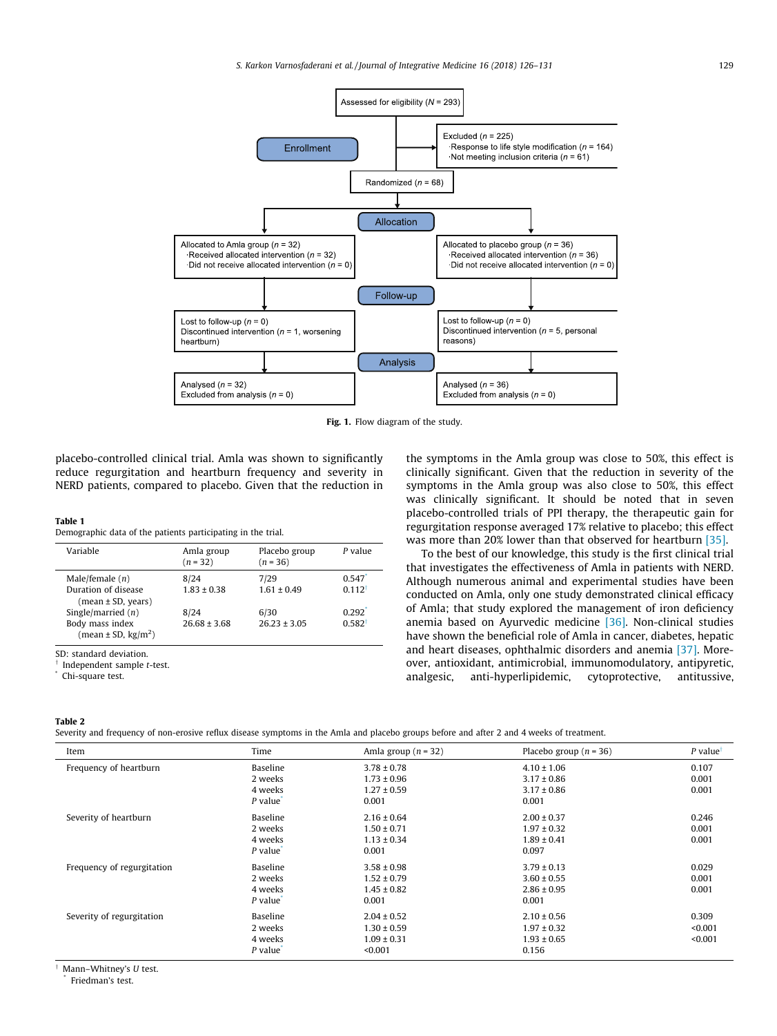Assessed for eligibility ($N$ = 293)

Enrollment

Excluded ($n$ = 225)
·Response to life style modification ($n$ = 164)
·Not meeting inclusion criteria ($n$ = 61)

Randomized ($n$ = 68)

Allocation

Allocated to Amla group ($n$ = 32)
·Received allocated intervention ($n$ = 32)
·Did not receive allocated intervention ($n$ = 0)

Allocated to placebo group ($n$ = 36)
·Received allocated intervention ($n$ = 36)
·Did not receive allocated intervention ($n$ = 0)

Follow-up

Lost to follow-up ($n$ = 0)
Discontinued intervention ($n$ = 1, worsening heartburn)

Lost to follow-up ($n$ = 0)
Discontinued intervention ($n$ = 5, personal reasons)

Analysis

Analysed ($n$ = 32)
Excluded from analysis ($n$ = 0)

Analysed ($n$ = 36)
Excluded from analysis ($n$ = 0)

**Fig. 1.** Flow diagram of the study.

placebo-controlled clinical trial. Amla was shown to significantly reduce regurgitation and heartburn frequency and severity in NERD patients, compared to placebo. Given that the reduction in the symptoms in the Amla group was close to 50%, this effect is clinically significant. Given that the reduction in severity of the symptoms in the Amla group was also close to 50%, this effect was clinically significant. It should be noted that in seven placebo-controlled trials of PPI therapy, the therapeutic gain for regurgitation response averaged 17% relative to placebo; this effect was more than 20% lower than that observed for heartburn [35].

To the best of our knowledge, this study is the first clinical trial that investigates the effectiveness of Amla in patients with NERD. Although numerous animal and experimental studies have been conducted on Amla, only one study demonstrated clinical efficacy of Amla; that study explored the management of iron deficiency anemia based on Ayurvedic medicine [36]. Non-clinical studies have shown the beneficial role of Amla in cancer, diabetes, hepatic and heart diseases, ophthalmic disorders and anemia [37]. Moreover, antioxidant, antimicrobial, immunomodulatory, antipyretic, analgesic, anti-hyperlipidemic, cytoprotective, antitussive,

**Table 1**
Demographic data of the patients participating in the trial.

| Variable | Amla group ($n$ = 32) | Placebo group ($n$ = 36) | $P$ value |
|---|---|---|---|
| Male/female ($n$) | 8/24 | 7/29 | 0.547[*] |
| Duration of disease (mean ± SD, years) | 1.83 ± 0.38 | 1.61 ± 0.49 | 0.112[†] |
| Single/married ($n$) | 8/24 | 6/30 | 0.292[*] |
| Body mass index (mean ± SD, kg/m$^2$) | 26.68 ± 3.68 | 26.23 ± 3.05 | 0.582[†] |

SD: standard deviation.
[†] Independent sample $t$-test.
[*] Chi-square test.

**Table 2**
Severity and frequency of non-erosive reflux disease symptoms in the Amla and placebo groups before and after 2 and 4 weeks of treatment.

| Item | Time | Amla group ($n$ = 32) | Placebo group ($n$ = 36) | $P$ value[†] |
|---|---|---|---|---|
| Frequency of heartburn | Baseline | 3.78 ± 0.78 | 4.10 ± 1.06 | 0.107 |
| | 2 weeks | 1.73 ± 0.96 | 3.17 ± 0.86 | 0.001 |
| | 4 weeks | 1.27 ± 0.59 | 3.17 ± 0.86 | 0.001 |
| | $P$ value[*] | 0.001 | 0.001 | |
| Severity of heartburn | Baseline | 2.16 ± 0.64 | 2.00 ± 0.37 | 0.246 |
| | 2 weeks | 1.50 ± 0.71 | 1.97 ± 0.32 | 0.001 |
| | 4 weeks | 1.13 ± 0.34 | 1.89 ± 0.41 | 0.001 |
| | $P$ value[*] | 0.001 | 0.097 | |
| Frequency of regurgitation | Baseline | 3.58 ± 0.98 | 3.79 ± 0.13 | 0.029 |
| | 2 weeks | 1.52 ± 0.79 | 3.60 ± 0.55 | 0.001 |
| | 4 weeks | 1.45 ± 0.82 | 2.86 ± 0.95 | 0.001 |
| | $P$ value[*] | 0.001 | 0.001 | |
| Severity of regurgitation | Baseline | 2.04 ± 0.52 | 2.10 ± 0.56 | 0.309 |
| | 2 weeks | 1.30 ± 0.59 | 1.97 ± 0.32 | <0.001 |
| | 4 weeks | 1.09 ± 0.31 | 1.93 ± 0.65 | <0.001 |
| | $P$ value[*] | <0.001 | 0.156 | |

[†] Mann–Whitney's $U$ test.
[*] Friedman's test.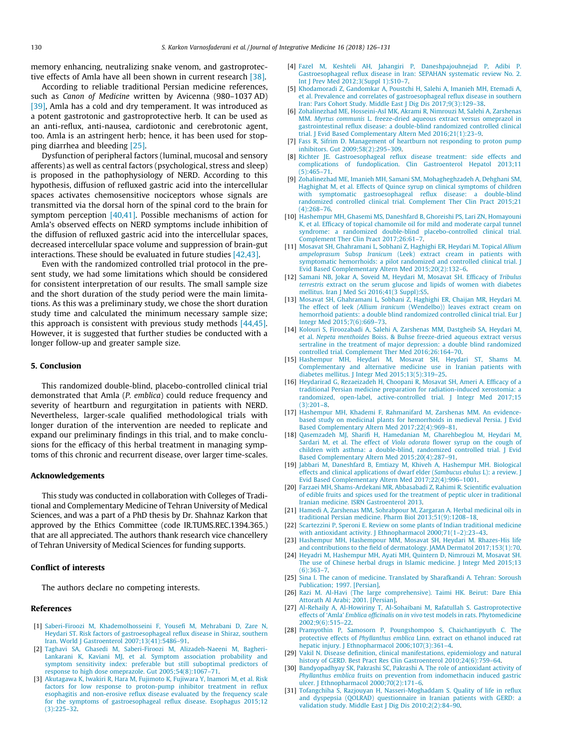memory enhancing, neutralizing snake venom, and gastroprotective effects of Amla have all been shown in current research [38].

According to reliable traditional Persian medicine references, such as *Canon of Medicine* written by Avicenna (980–1037 AD) [39], Amla has a cold and dry temperament. It was introduced as a potent gastrotonic and gastroprotective herb. It can be used as an anti-reflux, anti-nausea, cardiotonic and cerebrotonic agent, too. Amla is an astringent herb; hence, it has been used for stopping diarrhea and bleeding [25].

Dysfunction of peripheral factors (luminal, mucosal and sensory afferents) as well as central factors (psychological, stress and sleep) is proposed in the pathophysiology of NERD. According to this hypothesis, diffusion of refluxed gastric acid into the intercellular spaces activates chemosensitive nociceptors whose signals are transmitted via the dorsal horn of the spinal cord to the brain for symptom perception [40,41]. Possible mechanisms of action for Amla's observed effects on NERD symptoms include inhibition of the diffusion of refluxed gastric acid into the intercellular spaces, decreased intercellular space volume and suppression of brain-gut interactions. These should be evaluated in future studies [42,43].

Even with the randomized controlled trial protocol in the present study, we had some limitations which should be considered for consistent interpretation of our results. The small sample size and the short duration of the study period were the main limitations. As this was a preliminary study, we chose the short duration study time and calculated the minimum necessary sample size; this approach is consistent with previous study methods [44,45]. However, it is suggested that further studies be conducted with a longer follow-up and greater sample size.

## 5. Conclusion

This randomized double-blind, placebo-controlled clinical trial demonstrated that Amla (*P. emblica*) could reduce frequency and severity of heartburn and regurgitation in patients with NERD. Nevertheless, larger-scale qualified methodological trials with longer duration of the intervention are needed to replicate and expand our preliminary findings in this trial, and to make conclusions for the efficacy of this herbal treatment in managing symptoms of this chronic and recurrent disease, over larger time-scales.

## Acknowledgements

This study was conducted in collaboration with Colleges of Traditional and Complementary Medicine of Tehran University of Medical Sciences, and was a part of a PhD thesis by Dr. Shahnaz Karkon that approved by the Ethics Committee (code IR.TUMS.REC.1394.365.) that are all appreciated. The authors thank research vice chancellery of Tehran University of Medical Sciences for funding supports.

## Conflict of interests

The authors declare no competing interests.

## References

[1] Saberi-Firoozi M, Khademolhosseini F, Yousefi M, Mehrabani D, Zare N, Heydari ST. Risk factors of gastroesophageal reflux disease in Shiraz, southern Iran. World J Gastroenterol 2007;13(41):5486–91.

[2] Taghavi SA, Ghasedi M, Saberi-Firoozi M, Alizadeh-Naeeni M, Bagheri-Lankarani K, Kaviani MJ, et al. Symptom association probability and symptom sensitivity index: preferable but still suboptimal predictors of response to high dose omeprazole. Gut 2005;54(8):1067–71.

[3] Akutagawa K, Iwakiri R, Hara M, Fujimoto K, Fujiwara Y, Inamori M, et al. Risk factors for low response to proton-pump inhibitor treatment in reflux esophagitis and non-erosive reflux disease evaluated by the frequency scale for the symptoms of gastroesophageal reflux disease. Esophagus 2015;12(3):225–32.

[4] Fazel M, Keshteli AH, Jahangiri P, Daneshpajouhnejad P, Adibi P. Gastroesophageal reflux disease in Iran: SEPAHAN systematic review No. 2. Int J Prev Med 2012;3(Suppl 1):S10–7.

[5] Khodamoradi Z, Gandomkar A, Poustchi H, Salehi A, Imanieh MH, Etemadi A, et al. Prevalence and correlates of gastroesophageal reflux disease in southern Iran: Pars Cohort Study. Middle East J Dig Dis 2017;9(3):129–38.

[6] Zohalinezhad ME, Hosseini-Asl MK, Akrami R, Nimrouzi M, Salehi A, Zarshenas MM. *Myrtus communis* L. freeze-dried aqueous extract versus omeprazol in gastrointestinal reflux disease: a double-blind randomized controlled clinical trial. J Evid Based Complementary Altern Med 2016;21(1):23–9.

[7] Fass R, Sifrim D. Management of heartburn not responding to proton pump inhibitors. Gut 2009;58(2):295–309.

[8] Richter JE. Gastroesophageal reflux disease treatment: side effects and complications of fundoplication. Clin Gastroenterol Hepatol 2013;11(5):465–71.

[9] Zohalinezhad ME, Imanieh MH, Samani SM, Mohagheghzadeh A, Dehghani SM, Haghighat M, et al. Effects of Quince syrup on clinical symptoms of children with symptomatic gastroesophageal reflux disease: a double-blind randomized controlled clinical trial. Complement Ther Clin Pract 2015;21(4):268–76.

[10] Hashempur MH, Ghasemi MS, Daneshfard B, Ghoreishi PS, Lari ZN, Homayouni K, et al. Efficacy of topical chamomile oil for mild and moderate carpal tunnel syndrome: a randomized double-blind placebo-controlled clinical trial. Complement Ther Clin Pract 2017;26:61–7.

[11] Mosavat SH, Ghahramani L, Sobhani Z, Haghighi ER, Heydari M. Topical *Allium ampeloprasum* Subsp *Iranicum* (Leek) extract cream in patients with symptomatic hemorrhoids: a pilot randomized and controlled clinical trial. J Evid Based Complementary Altern Med 2015;20(2):132–6.

[12] Samani NB, Jokar A, Soveid M, Heydari M, Mosavat SH. Efficacy of *Tribulus terrestris* extract on the serum glucose and lipids of women with diabetes mellitus. Iran J Med Sci 2016;41(3 Suppl):S5.

[13] Mosavat SH, Ghahramani L, Sobhani Z, Haghighi ER, Chaijan MR, Heydari M. The effect of leek (*Allium iranicum* (Wendelbo)) leaves extract cream on hemorrhoid patients: a double blind randomized controlled clinical trial. Eur J Integr Med 2015;7(6):669–73.

[14] Kolouri S, Firoozabadi A, Salehi A, Zarshenas MM, Dastgheib SA, Heydari M, et al. *Nepeta menthoides* Boiss. & Bohse freeze-dried aqueous extract versus sertraline in the treatment of major depression: a double blind randomized controlled trial. Complement Ther Med 2016;26:164–70.

[15] Hashempur MH, Heydari M, Mosavat SH, Heydari ST, Shams M. Complementary and alternative medicine use in Iranian patients with diabetes mellitus. J Integr Med 2015;13(5):319–25.

[16] Heydarirad G, Rezaeizadeh H, Choopani R, Mosavat SH, Ameri A. Efficacy of a traditional Persian medicine preparation for radiation-induced xerostomia: a randomized, open-label, active-controlled trial. J Integr Med 2017;15(3):201–8.

[17] Hashempur MH, Khademi F, Rahmanifard M, Zarshenas MM. An evidence-based study on medicinal plants for hemorrhoids in medieval Persia. J Evid Based Complementary Altern Med 2017;22(4):969–81.

[18] Qasemzadeh MJ, Sharifi H, Hamedanian M, Gharehbeglou M, Heydari M, Sardari M, et al. The effect of *Viola odorata* flower syrup on the cough of children with asthma: a double-blind, randomized controlled trial. J Evid Based Complementary Altern Med 2015;20(4):287–91.

[19] Jabbari M, Daneshfard B, Emtiazy M, Khiveh A, Hashempur MH. Biological effects and clinical applications of dwarf elder (*Sambucus ebulus* L): a review. J Evid Based Complementary Altern Med 2017;22(4):996–1001.

[20] Farzaei MH, Shams-Ardekani MR, Abbasabadi Z, Rahimi R. Scientific evaluation of edible fruits and spices used for the treatment of peptic ulcer in traditional Iranian medicine. ISRN Gastroenterol 2013.

[21] Hamedi A, Zarshenas MM, Sohrabpour M, Zargaran A. Herbal medicinal oils in traditional Persian medicine. Pharm Biol 2013;51(9):1208–18.

[22] Scartezzini P, Speroni E. Review on some plants of Indian traditional medicine with antioxidant activity. J Ethnopharmacol 2000;71(1–2):23–43.

[23] Hashempur MH, Hashempur MM, Mosavat SH, Heydari M. Rhazes-His life and contributions to the field of dermatology. JAMA Dermatol 2017;153(1):70.

[24] Heyadri M, Hashempur MH, Ayati MH, Quintern D, Nimrouzi M, Mosavat SH. The use of Chinese herbal drugs in Islamic medicine. J Integr Med 2015;13(6):363–7.

[25] Sina I. The canon of medicine. Translated by Sharafkandi A. Tehran: Soroush Publication; 1997. [Persian].

[26] Razi M. Al-Havi (The large comprehensive). Taimi HK. Beirut: Dare Ehia Attorath Al Arabi; 2001. [Persian].

[27] Al-Rehaily A, Al-Howiriny T, Al-Sohaibani M, Rafatullah S. Gastroprotective effects of 'Amla' *Emblica officinalis* on *in vivo* test models in rats. Phytomedicine 2002;9(6):515–22.

[28] Pramyothin P, Samosorn P, Poungshompoo S, Chaichantipyuth C. The protective effects of *Phyllanthus emblica* Linn. extract on ethanol induced rat hepatic injury. J Ethnopharmacol 2006;107(3):361–4.

[29] Vakil N. Disease definition, clinical manifestations, epidemiology and natural history of GERD. Best Pract Res Clin Gastroenterol 2010;24(6):759–64.

[30] Bandyopadhyay SK, Pakrashi SC, Pakrashi A. The role of antioxidant activity of *Phyllanthus emblica* fruits on prevention from indomethacin induced gastric ulcer. J Ethnopharmacol 2000;70(2):171–6.

[31] Tofangchiha S, Razjouyan H, Nasseri-Moghaddam S. Quality of life in reflux and dyspepsia (QOLRAD) questionnaire in Iranian patients with GERD: a validation study. Middle East J Dig Dis 2010;2(2):84–90.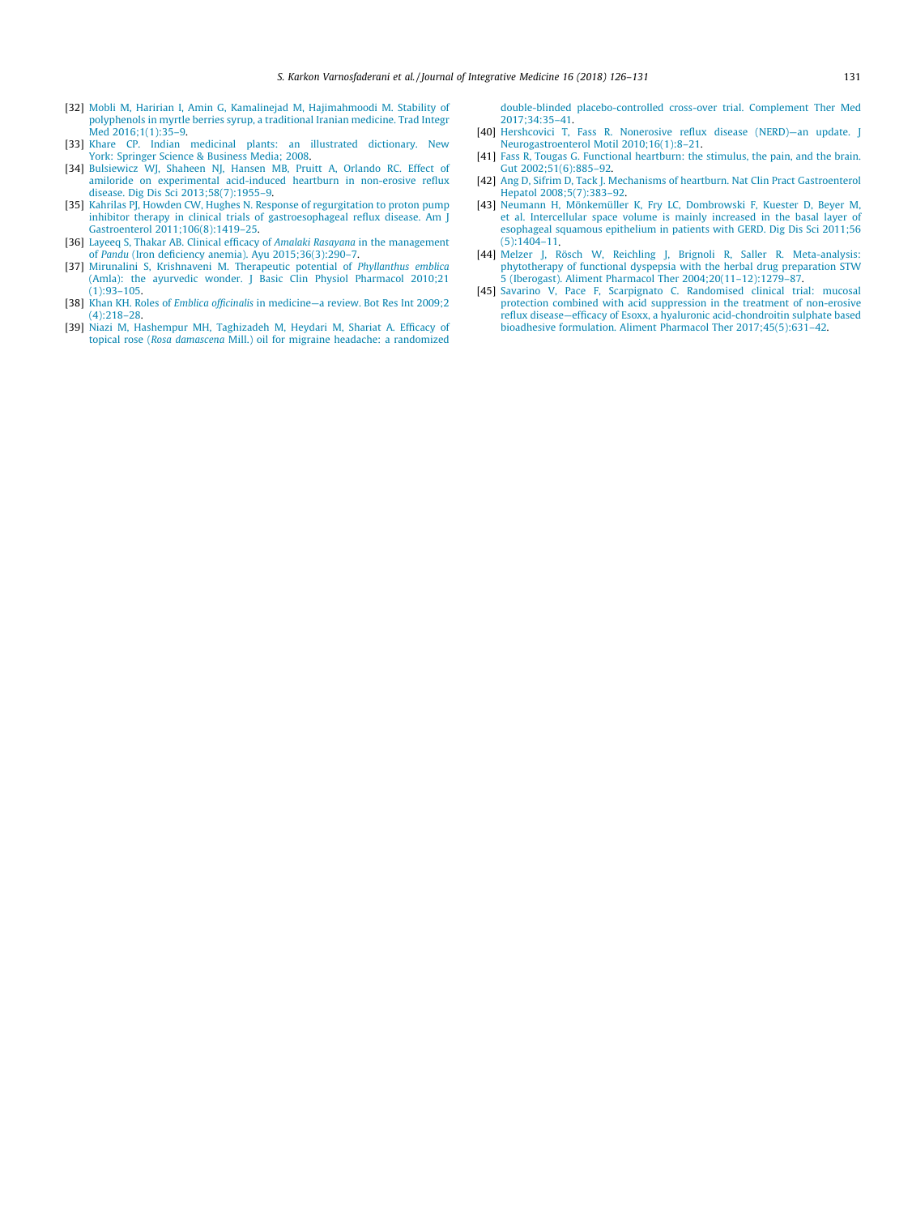[32] Mobli M, Haririan I, Amin G, Kamalinejad M, Hajimahmoodi M. Stability of polyphenols in myrtle berries syrup, a traditional Iranian medicine. Trad Integr Med 2016;1(1):35–9.

[33] Khare CP. Indian medicinal plants: an illustrated dictionary. New York: Springer Science & Business Media; 2008.

[34] Bulsiewicz WJ, Shaheen NJ, Hansen MB, Pruitt A, Orlando RC. Effect of amiloride on experimental acid-induced heartburn in non-erosive reflux disease. Dig Dis Sci 2013;58(7):1955–9.

[35] Kahrilas PJ, Howden CW, Hughes N. Response of regurgitation to proton pump inhibitor therapy in clinical trials of gastroesophageal reflux disease. Am J Gastroenterol 2011;106(8):1419–25.

[36] Layeeq S, Thakar AB. Clinical efficacy of *Amalaki Rasayana* in the management of *Pandu* (Iron deficiency anemia). Ayu 2015;36(3):290–7.

[37] Mirunalini S, Krishnaveni M. Therapeutic potential of *Phyllanthus emblica* (Amla): the ayurvedic wonder. J Basic Clin Physiol Pharmacol 2010;21(1):93–105.

[38] Khan KH. Roles of *Emblica officinalis* in medicine—a review. Bot Res Int 2009;2(4):218–28.

[39] Niazi M, Hashempur MH, Taghizadeh M, Heydari M, Shariat A. Efficacy of topical rose (*Rosa damascena* Mill.) oil for migraine headache: a randomized double-blinded placebo-controlled cross-over trial. Complement Ther Med 2017;34:35–41.

[40] Hershcovici T, Fass R. Nonerosive reflux disease (NERD)—an update. J Neurogastroenterol Motil 2010;16(1):8–21.

[41] Fass R, Tougas G. Functional heartburn: the stimulus, the pain, and the brain. Gut 2002;51(6):885–92.

[42] Ang D, Sifrim D, Tack J. Mechanisms of heartburn. Nat Clin Pract Gastroenterol Hepatol 2008;5(7):383–92.

[43] Neumann H, Mönkemüller K, Fry LC, Dombrowski F, Kuester D, Beyer M, et al. Intercellular space volume is mainly increased in the basal layer of esophageal squamous epithelium in patients with GERD. Dig Dis Sci 2011;56(5):1404–11.

[44] Melzer J, Rösch W, Reichling J, Brignoli R, Saller R. Meta-analysis: phytotherapy of functional dyspepsia with the herbal drug preparation STW 5 (Iberogast). Aliment Pharmacol Ther 2004;20(11–12):1279–87.

[45] Savarino V, Pace F, Scarpignato C. Randomised clinical trial: mucosal protection combined with acid suppression in the treatment of non-erosive reflux disease—efficacy of Esoxx, a hyaluronic acid-chondroitin sulphate based bioadhesive formulation. Aliment Pharmacol Ther 2017;45(5):631–42.